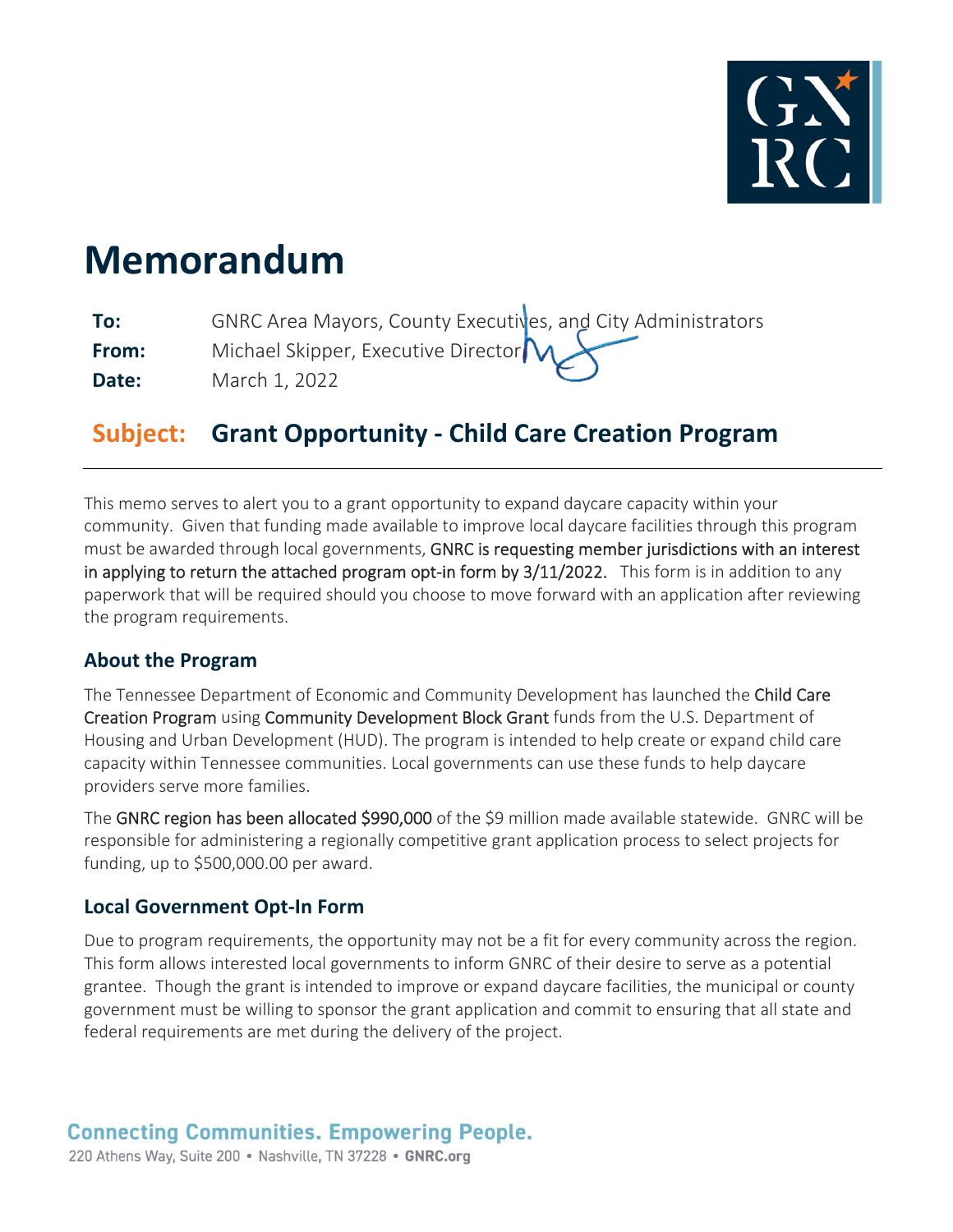# Memorandum

**To:** GNRC Area Mayors, County Executives, and City Administrators
**From:** Michael Skipper, Executive Director
**Date:** March 1, 2022

## Subject: Grant Opportunity - Child Care Creation Program

This memo serves to alert you to a grant opportunity to expand daycare capacity within your community. Given that funding made available to improve local daycare facilities through this program must be awarded through local governments, GNRC is requesting member jurisdictions with an interest in applying to return the attached program opt-in form by 3/11/2022. This form is in addition to any paperwork that will be required should you choose to move forward with an application after reviewing the program requirements.

### About the Program

The Tennessee Department of Economic and Community Development has launched the Child Care Creation Program using Community Development Block Grant funds from the U.S. Department of Housing and Urban Development (HUD). The program is intended to help create or expand child care capacity within Tennessee communities. Local governments can use these funds to help daycare providers serve more families.

The GNRC region has been allocated $990,000 of the $9 million made available statewide. GNRC will be responsible for administering a regionally competitive grant application process to select projects for funding, up to $500,000.00 per award.

### Local Government Opt-In Form

Due to program requirements, the opportunity may not be a fit for every community across the region. This form allows interested local governments to inform GNRC of their desire to serve as a potential grantee. Though the grant is intended to improve or expand daycare facilities, the municipal or county government must be willing to sponsor the grant application and commit to ensuring that all state and federal requirements are met during the delivery of the project.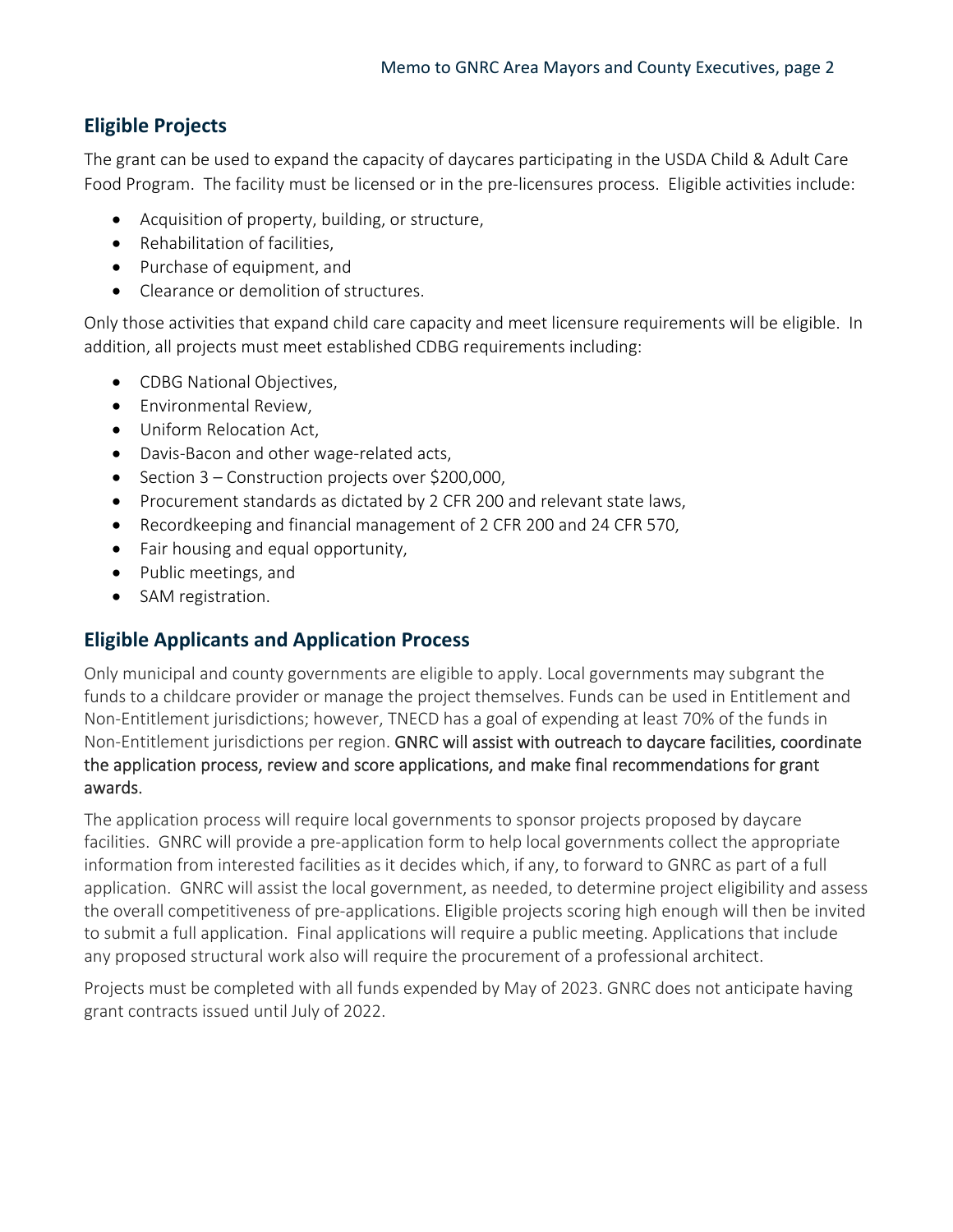## Eligible Projects

The grant can be used to expand the capacity of daycares participating in the USDA Child & Adult Care Food Program. The facility must be licensed or in the pre-licensures process. Eligible activities include:

- Acquisition of property, building, or structure,
- Rehabilitation of facilities,
- Purchase of equipment, and
- Clearance or demolition of structures.

Only those activities that expand child care capacity and meet licensure requirements will be eligible. In addition, all projects must meet established CDBG requirements including:

- CDBG National Objectives,
- Environmental Review,
- Uniform Relocation Act,
- Davis-Bacon and other wage-related acts,
- Section 3 – Construction projects over $200,000,
- Procurement standards as dictated by 2 CFR 200 and relevant state laws,
- Recordkeeping and financial management of 2 CFR 200 and 24 CFR 570,
- Fair housing and equal opportunity,
- Public meetings, and
- SAM registration.

## Eligible Applicants and Application Process

Only municipal and county governments are eligible to apply. Local governments may subgrant the funds to a childcare provider or manage the project themselves. Funds can be used in Entitlement and Non-Entitlement jurisdictions; however, TNECD has a goal of expending at least 70% of the funds in Non-Entitlement jurisdictions per region. GNRC will assist with outreach to daycare facilities, coordinate the application process, review and score applications, and make final recommendations for grant awards.

The application process will require local governments to sponsor projects proposed by daycare facilities. GNRC will provide a pre-application form to help local governments collect the appropriate information from interested facilities as it decides which, if any, to forward to GNRC as part of a full application. GNRC will assist the local government, as needed, to determine project eligibility and assess the overall competitiveness of pre-applications. Eligible projects scoring high enough will then be invited to submit a full application. Final applications will require a public meeting. Applications that include any proposed structural work also will require the procurement of a professional architect.

Projects must be completed with all funds expended by May of 2023. GNRC does not anticipate having grant contracts issued until July of 2022.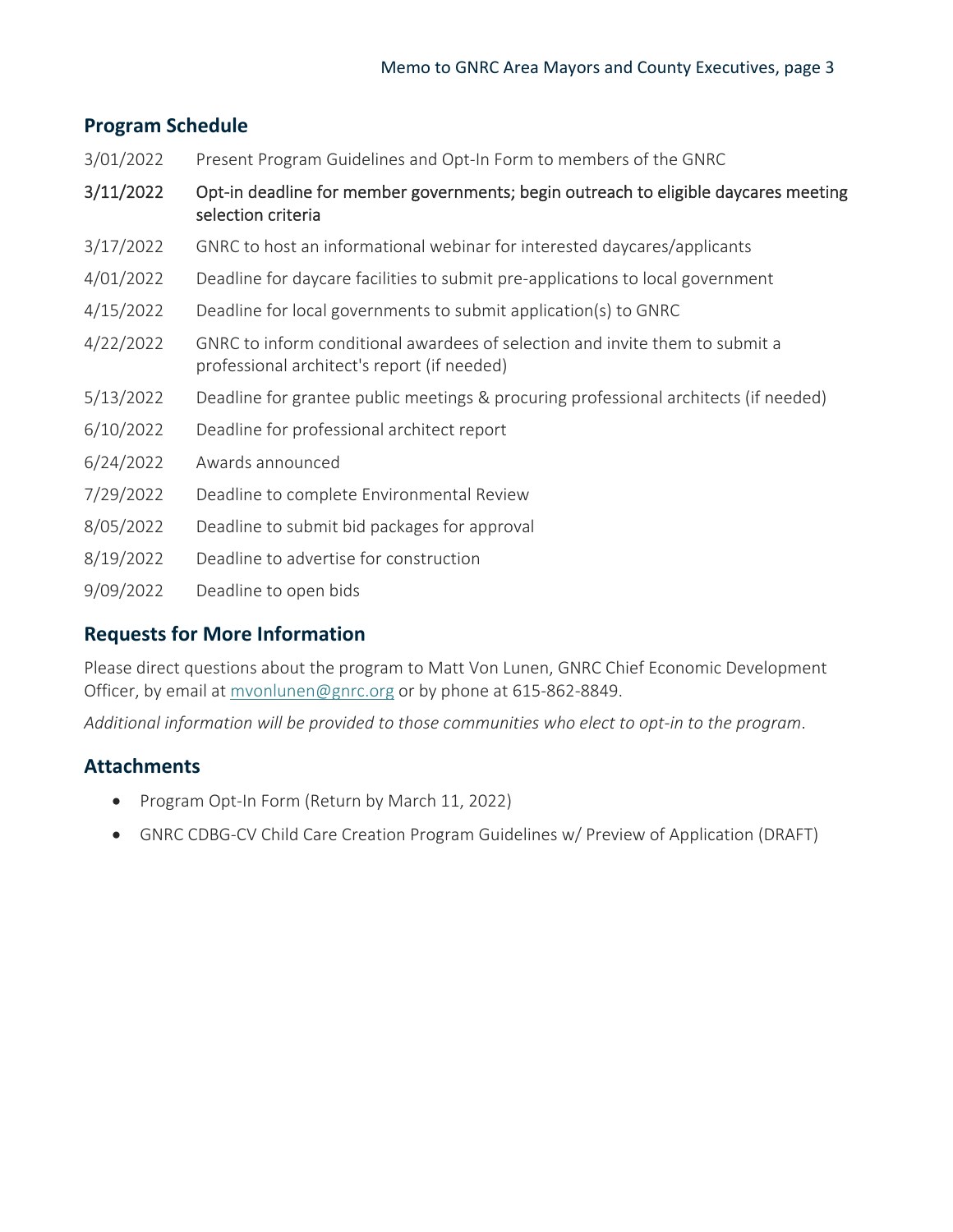## Program Schedule

| | |
|---|---|
| 3/01/2022 | Present Program Guidelines and Opt-In Form to members of the GNRC |
| 3/11/2022 | Opt-in deadline for member governments; begin outreach to eligible daycares meeting selection criteria |
| 3/17/2022 | GNRC to host an informational webinar for interested daycares/applicants |
| 4/01/2022 | Deadline for daycare facilities to submit pre-applications to local government |
| 4/15/2022 | Deadline for local governments to submit application(s) to GNRC |
| 4/22/2022 | GNRC to inform conditional awardees of selection and invite them to submit a professional architect's report (if needed) |
| 5/13/2022 | Deadline for grantee public meetings & procuring professional architects (if needed) |
| 6/10/2022 | Deadline for professional architect report |
| 6/24/2022 | Awards announced |
| 7/29/2022 | Deadline to complete Environmental Review |
| 8/05/2022 | Deadline to submit bid packages for approval |
| 8/19/2022 | Deadline to advertise for construction |
| 9/09/2022 | Deadline to open bids |

## Requests for More Information

Please direct questions about the program to Matt Von Lunen, GNRC Chief Economic Development Officer, by email at mvonlunen@gnrc.org or by phone at 615-862-8849.

*Additional information will be provided to those communities who elect to opt-in to the program.*

## Attachments

- Program Opt-In Form (Return by March 11, 2022)
- GNRC CDBG-CV Child Care Creation Program Guidelines w/ Preview of Application (DRAFT)